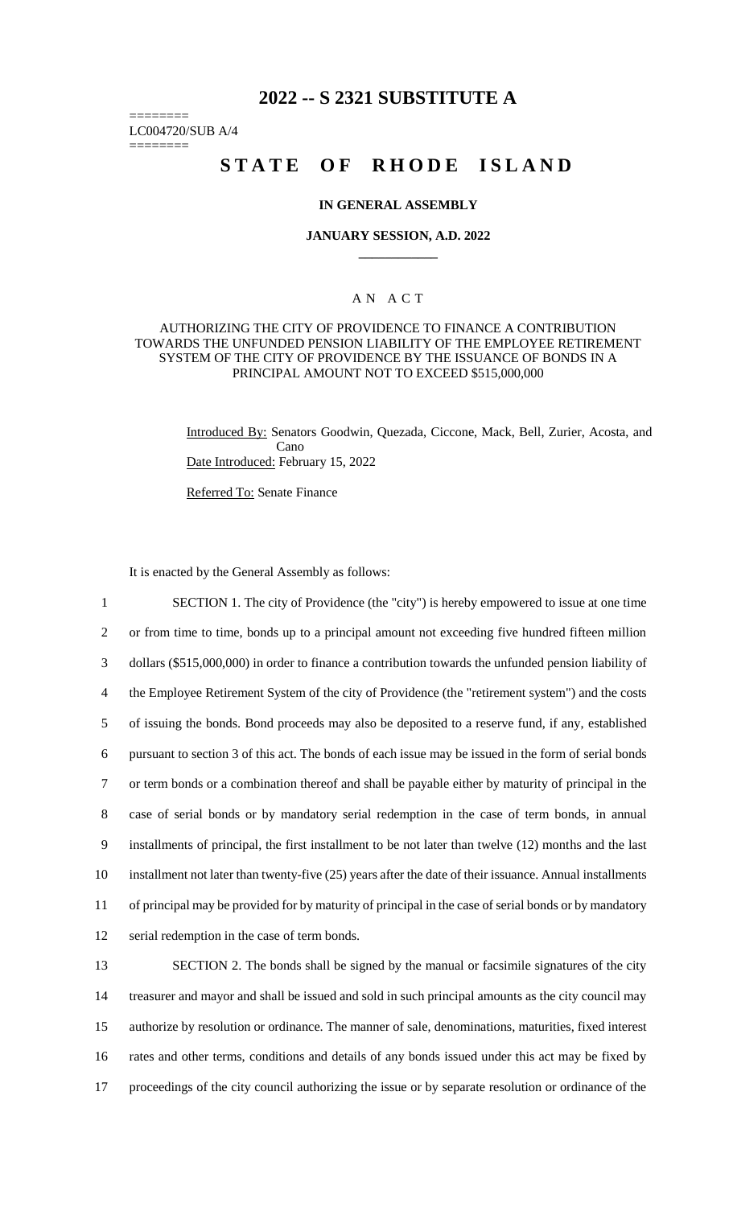# 2022 -- S 2321 SUBSTITUTE A

========
LC004720/SUB A/4
========

# STATE OF RHODE ISLAND

### IN GENERAL ASSEMBLY

### JANUARY SESSION, A.D. 2022

____________

### A N A C T

AUTHORIZING THE CITY OF PROVIDENCE TO FINANCE A CONTRIBUTION TOWARDS THE UNFUNDED PENSION LIABILITY OF THE EMPLOYEE RETIREMENT SYSTEM OF THE CITY OF PROVIDENCE BY THE ISSUANCE OF BONDS IN A PRINCIPAL AMOUNT NOT TO EXCEED $515,000,000

Introduced By: Senators Goodwin, Quezada, Ciccone, Mack, Bell, Zurier, Acosta, and Cano

Date Introduced: February 15, 2022

Referred To: Senate Finance

It is enacted by the General Assembly as follows:

1 SECTION 1. The city of Providence (the "city") is hereby empowered to issue at one time
2 or from time to time, bonds up to a principal amount not exceeding five hundred fifteen million
3 dollars ($515,000,000) in order to finance a contribution towards the unfunded pension liability of
4 the Employee Retirement System of the city of Providence (the "retirement system") and the costs
5 of issuing the bonds. Bond proceeds may also be deposited to a reserve fund, if any, established
6 pursuant to section 3 of this act. The bonds of each issue may be issued in the form of serial bonds
7 or term bonds or a combination thereof and shall be payable either by maturity of principal in the
8 case of serial bonds or by mandatory serial redemption in the case of term bonds, in annual
9 installments of principal, the first installment to be not later than twelve (12) months and the last
10 installment not later than twenty-five (25) years after the date of their issuance. Annual installments
11 of principal may be provided for by maturity of principal in the case of serial bonds or by mandatory
12 serial redemption in the case of term bonds.

13 SECTION 2. The bonds shall be signed by the manual or facsimile signatures of the city
14 treasurer and mayor and shall be issued and sold in such principal amounts as the city council may
15 authorize by resolution or ordinance. The manner of sale, denominations, maturities, fixed interest
16 rates and other terms, conditions and details of any bonds issued under this act may be fixed by
17 proceedings of the city council authorizing the issue or by separate resolution or ordinance of the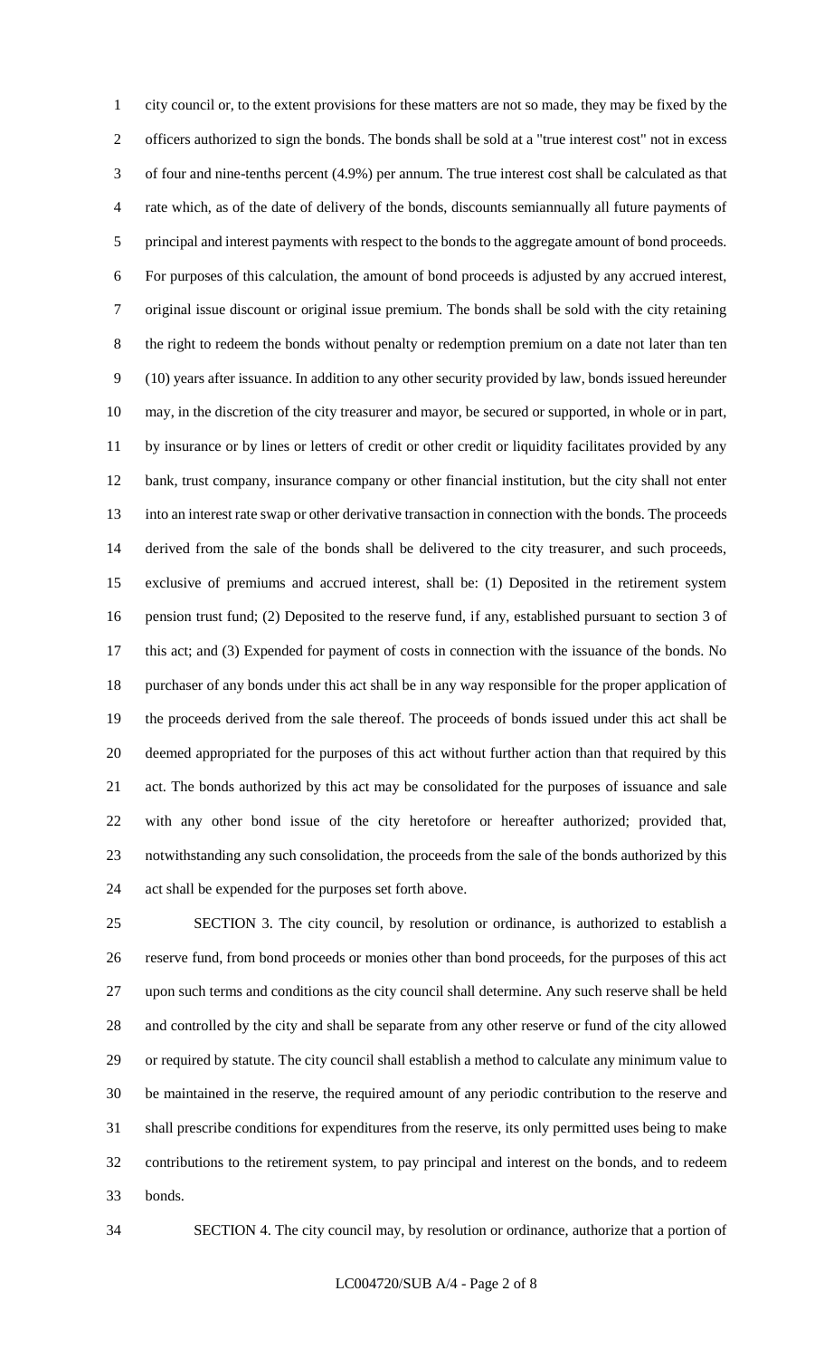city council or, to the extent provisions for these matters are not so made, they may be fixed by the officers authorized to sign the bonds. The bonds shall be sold at a "true interest cost" not in excess of four and nine-tenths percent (4.9%) per annum. The true interest cost shall be calculated as that rate which, as of the date of delivery of the bonds, discounts semiannually all future payments of principal and interest payments with respect to the bonds to the aggregate amount of bond proceeds. For purposes of this calculation, the amount of bond proceeds is adjusted by any accrued interest, original issue discount or original issue premium. The bonds shall be sold with the city retaining the right to redeem the bonds without penalty or redemption premium on a date not later than ten (10) years after issuance. In addition to any other security provided by law, bonds issued hereunder may, in the discretion of the city treasurer and mayor, be secured or supported, in whole or in part, by insurance or by lines or letters of credit or other credit or liquidity facilitates provided by any bank, trust company, insurance company or other financial institution, but the city shall not enter into an interest rate swap or other derivative transaction in connection with the bonds. The proceeds derived from the sale of the bonds shall be delivered to the city treasurer, and such proceeds, exclusive of premiums and accrued interest, shall be: (1) Deposited in the retirement system pension trust fund; (2) Deposited to the reserve fund, if any, established pursuant to section 3 of this act; and (3) Expended for payment of costs in connection with the issuance of the bonds. No purchaser of any bonds under this act shall be in any way responsible for the proper application of the proceeds derived from the sale thereof. The proceeds of bonds issued under this act shall be deemed appropriated for the purposes of this act without further action than that required by this act. The bonds authorized by this act may be consolidated for the purposes of issuance and sale with any other bond issue of the city heretofore or hereafter authorized; provided that, notwithstanding any such consolidation, the proceeds from the sale of the bonds authorized by this act shall be expended for the purposes set forth above.

SECTION 3. The city council, by resolution or ordinance, is authorized to establish a reserve fund, from bond proceeds or monies other than bond proceeds, for the purposes of this act upon such terms and conditions as the city council shall determine. Any such reserve shall be held and controlled by the city and shall be separate from any other reserve or fund of the city allowed or required by statute. The city council shall establish a method to calculate any minimum value to be maintained in the reserve, the required amount of any periodic contribution to the reserve and shall prescribe conditions for expenditures from the reserve, its only permitted uses being to make contributions to the retirement system, to pay principal and interest on the bonds, and to redeem bonds.

SECTION 4. The city council may, by resolution or ordinance, authorize that a portion of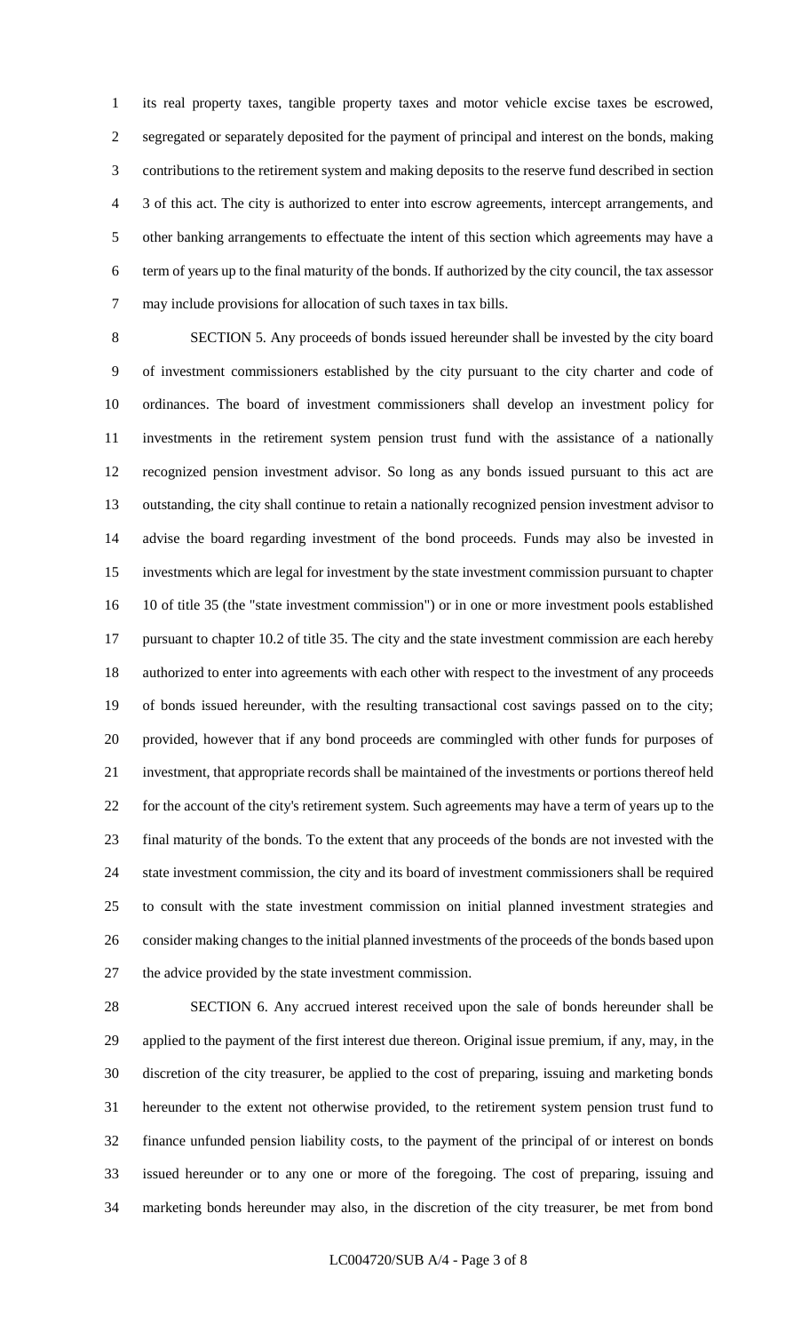its real property taxes, tangible property taxes and motor vehicle excise taxes be escrowed, segregated or separately deposited for the payment of principal and interest on the bonds, making contributions to the retirement system and making deposits to the reserve fund described in section 3 of this act. The city is authorized to enter into escrow agreements, intercept arrangements, and other banking arrangements to effectuate the intent of this section which agreements may have a term of years up to the final maturity of the bonds. If authorized by the city council, the tax assessor may include provisions for allocation of such taxes in tax bills.

SECTION 5. Any proceeds of bonds issued hereunder shall be invested by the city board of investment commissioners established by the city pursuant to the city charter and code of ordinances. The board of investment commissioners shall develop an investment policy for investments in the retirement system pension trust fund with the assistance of a nationally recognized pension investment advisor. So long as any bonds issued pursuant to this act are outstanding, the city shall continue to retain a nationally recognized pension investment advisor to advise the board regarding investment of the bond proceeds. Funds may also be invested in investments which are legal for investment by the state investment commission pursuant to chapter 10 of title 35 (the "state investment commission") or in one or more investment pools established pursuant to chapter 10.2 of title 35. The city and the state investment commission are each hereby authorized to enter into agreements with each other with respect to the investment of any proceeds of bonds issued hereunder, with the resulting transactional cost savings passed on to the city; provided, however that if any bond proceeds are commingled with other funds for purposes of investment, that appropriate records shall be maintained of the investments or portions thereof held for the account of the city's retirement system. Such agreements may have a term of years up to the final maturity of the bonds. To the extent that any proceeds of the bonds are not invested with the state investment commission, the city and its board of investment commissioners shall be required to consult with the state investment commission on initial planned investment strategies and consider making changes to the initial planned investments of the proceeds of the bonds based upon the advice provided by the state investment commission.

SECTION 6. Any accrued interest received upon the sale of bonds hereunder shall be applied to the payment of the first interest due thereon. Original issue premium, if any, may, in the discretion of the city treasurer, be applied to the cost of preparing, issuing and marketing bonds hereunder to the extent not otherwise provided, to the retirement system pension trust fund to finance unfunded pension liability costs, to the payment of the principal of or interest on bonds issued hereunder or to any one or more of the foregoing. The cost of preparing, issuing and marketing bonds hereunder may also, in the discretion of the city treasurer, be met from bond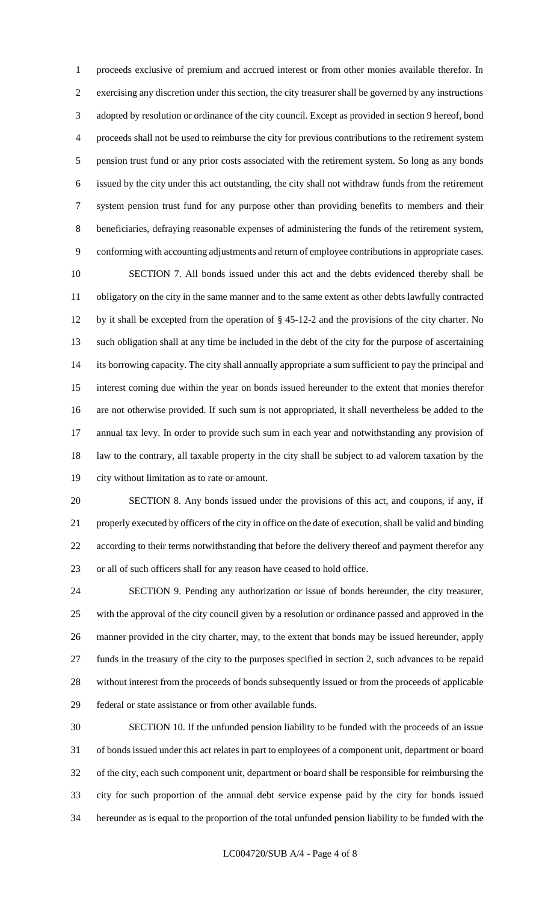proceeds exclusive of premium and accrued interest or from other monies available therefor. In exercising any discretion under this section, the city treasurer shall be governed by any instructions adopted by resolution or ordinance of the city council. Except as provided in section 9 hereof, bond proceeds shall not be used to reimburse the city for previous contributions to the retirement system pension trust fund or any prior costs associated with the retirement system. So long as any bonds issued by the city under this act outstanding, the city shall not withdraw funds from the retirement system pension trust fund for any purpose other than providing benefits to members and their beneficiaries, defraying reasonable expenses of administering the funds of the retirement system, conforming with accounting adjustments and return of employee contributions in appropriate cases.

SECTION 7. All bonds issued under this act and the debts evidenced thereby shall be obligatory on the city in the same manner and to the same extent as other debts lawfully contracted by it shall be excepted from the operation of § 45-12-2 and the provisions of the city charter. No such obligation shall at any time be included in the debt of the city for the purpose of ascertaining its borrowing capacity. The city shall annually appropriate a sum sufficient to pay the principal and interest coming due within the year on bonds issued hereunder to the extent that monies therefor are not otherwise provided. If such sum is not appropriated, it shall nevertheless be added to the annual tax levy. In order to provide such sum in each year and notwithstanding any provision of law to the contrary, all taxable property in the city shall be subject to ad valorem taxation by the city without limitation as to rate or amount.

SECTION 8. Any bonds issued under the provisions of this act, and coupons, if any, if properly executed by officers of the city in office on the date of execution, shall be valid and binding according to their terms notwithstanding that before the delivery thereof and payment therefor any or all of such officers shall for any reason have ceased to hold office.

SECTION 9. Pending any authorization or issue of bonds hereunder, the city treasurer, with the approval of the city council given by a resolution or ordinance passed and approved in the manner provided in the city charter, may, to the extent that bonds may be issued hereunder, apply funds in the treasury of the city to the purposes specified in section 2, such advances to be repaid without interest from the proceeds of bonds subsequently issued or from the proceeds of applicable federal or state assistance or from other available funds.

SECTION 10. If the unfunded pension liability to be funded with the proceeds of an issue of bonds issued under this act relates in part to employees of a component unit, department or board of the city, each such component unit, department or board shall be responsible for reimbursing the city for such proportion of the annual debt service expense paid by the city for bonds issued hereunder as is equal to the proportion of the total unfunded pension liability to be funded with the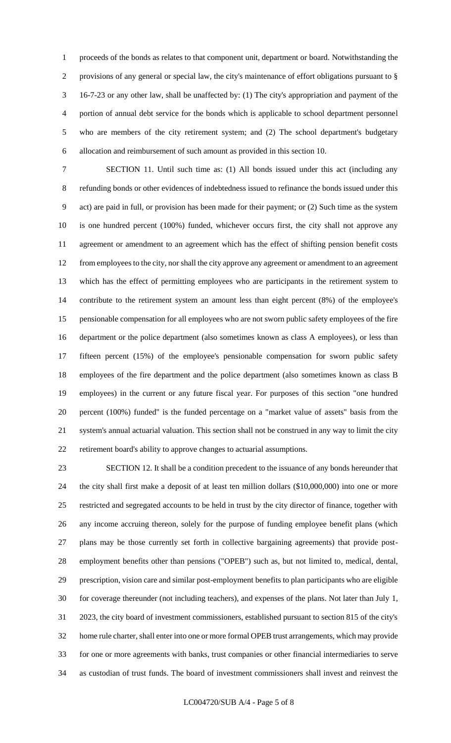proceeds of the bonds as relates to that component unit, department or board. Notwithstanding the provisions of any general or special law, the city's maintenance of effort obligations pursuant to § 16-7-23 or any other law, shall be unaffected by: (1) The city's appropriation and payment of the portion of annual debt service for the bonds which is applicable to school department personnel who are members of the city retirement system; and (2) The school department's budgetary allocation and reimbursement of such amount as provided in this section 10.

SECTION 11. Until such time as: (1) All bonds issued under this act (including any refunding bonds or other evidences of indebtedness issued to refinance the bonds issued under this act) are paid in full, or provision has been made for their payment; or (2) Such time as the system is one hundred percent (100%) funded, whichever occurs first, the city shall not approve any agreement or amendment to an agreement which has the effect of shifting pension benefit costs from employees to the city, nor shall the city approve any agreement or amendment to an agreement which has the effect of permitting employees who are participants in the retirement system to contribute to the retirement system an amount less than eight percent (8%) of the employee's pensionable compensation for all employees who are not sworn public safety employees of the fire department or the police department (also sometimes known as class A employees), or less than fifteen percent (15%) of the employee's pensionable compensation for sworn public safety employees of the fire department and the police department (also sometimes known as class B employees) in the current or any future fiscal year. For purposes of this section "one hundred percent (100%) funded" is the funded percentage on a "market value of assets" basis from the system's annual actuarial valuation. This section shall not be construed in any way to limit the city retirement board's ability to approve changes to actuarial assumptions.

SECTION 12. It shall be a condition precedent to the issuance of any bonds hereunder that the city shall first make a deposit of at least ten million dollars ($10,000,000) into one or more restricted and segregated accounts to be held in trust by the city director of finance, together with any income accruing thereon, solely for the purpose of funding employee benefit plans (which plans may be those currently set forth in collective bargaining agreements) that provide post-employment benefits other than pensions ("OPEB") such as, but not limited to, medical, dental, prescription, vision care and similar post-employment benefits to plan participants who are eligible for coverage thereunder (not including teachers), and expenses of the plans. Not later than July 1, 2023, the city board of investment commissioners, established pursuant to section 815 of the city's home rule charter, shall enter into one or more formal OPEB trust arrangements, which may provide for one or more agreements with banks, trust companies or other financial intermediaries to serve as custodian of trust funds. The board of investment commissioners shall invest and reinvest the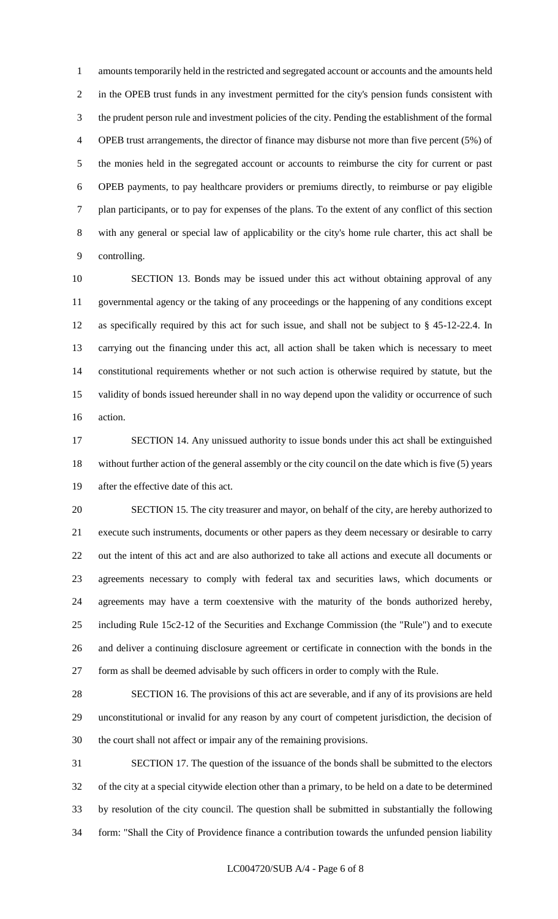amounts temporarily held in the restricted and segregated account or accounts and the amounts held in the OPEB trust funds in any investment permitted for the city's pension funds consistent with the prudent person rule and investment policies of the city. Pending the establishment of the formal OPEB trust arrangements, the director of finance may disburse not more than five percent (5%) of the monies held in the segregated account or accounts to reimburse the city for current or past OPEB payments, to pay healthcare providers or premiums directly, to reimburse or pay eligible plan participants, or to pay for expenses of the plans. To the extent of any conflict of this section with any general or special law of applicability or the city's home rule charter, this act shall be controlling.

SECTION 13. Bonds may be issued under this act without obtaining approval of any governmental agency or the taking of any proceedings or the happening of any conditions except as specifically required by this act for such issue, and shall not be subject to § 45-12-22.4. In carrying out the financing under this act, all action shall be taken which is necessary to meet constitutional requirements whether or not such action is otherwise required by statute, but the validity of bonds issued hereunder shall in no way depend upon the validity or occurrence of such action.

SECTION 14. Any unissued authority to issue bonds under this act shall be extinguished without further action of the general assembly or the city council on the date which is five (5) years after the effective date of this act.

SECTION 15. The city treasurer and mayor, on behalf of the city, are hereby authorized to execute such instruments, documents or other papers as they deem necessary or desirable to carry out the intent of this act and are also authorized to take all actions and execute all documents or agreements necessary to comply with federal tax and securities laws, which documents or agreements may have a term coextensive with the maturity of the bonds authorized hereby, including Rule 15c2-12 of the Securities and Exchange Commission (the "Rule") and to execute and deliver a continuing disclosure agreement or certificate in connection with the bonds in the form as shall be deemed advisable by such officers in order to comply with the Rule.

SECTION 16. The provisions of this act are severable, and if any of its provisions are held unconstitutional or invalid for any reason by any court of competent jurisdiction, the decision of the court shall not affect or impair any of the remaining provisions.

SECTION 17. The question of the issuance of the bonds shall be submitted to the electors of the city at a special citywide election other than a primary, to be held on a date to be determined by resolution of the city council. The question shall be submitted in substantially the following form: "Shall the City of Providence finance a contribution towards the unfunded pension liability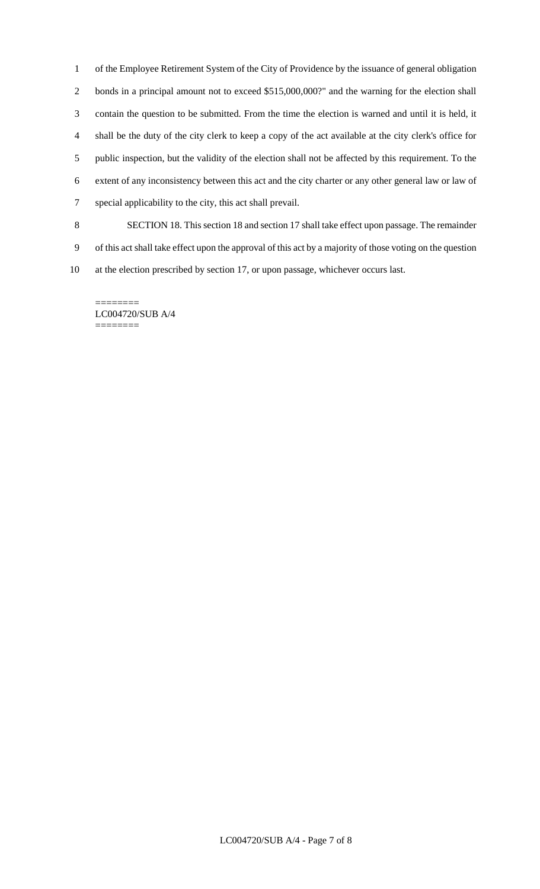of the Employee Retirement System of the City of Providence by the issuance of general obligation bonds in a principal amount not to exceed $515,000,000?" and the warning for the election shall contain the question to be submitted. From the time the election is warned and until it is held, it shall be the duty of the city clerk to keep a copy of the act available at the city clerk's office for public inspection, but the validity of the election shall not be affected by this requirement. To the extent of any inconsistency between this act and the city charter or any other general law or law of special applicability to the city, this act shall prevail.

SECTION 18. This section 18 and section 17 shall take effect upon passage. The remainder of this act shall take effect upon the approval of this act by a majority of those voting on the question at the election prescribed by section 17, or upon passage, whichever occurs last.

========
LC004720/SUB A/4
========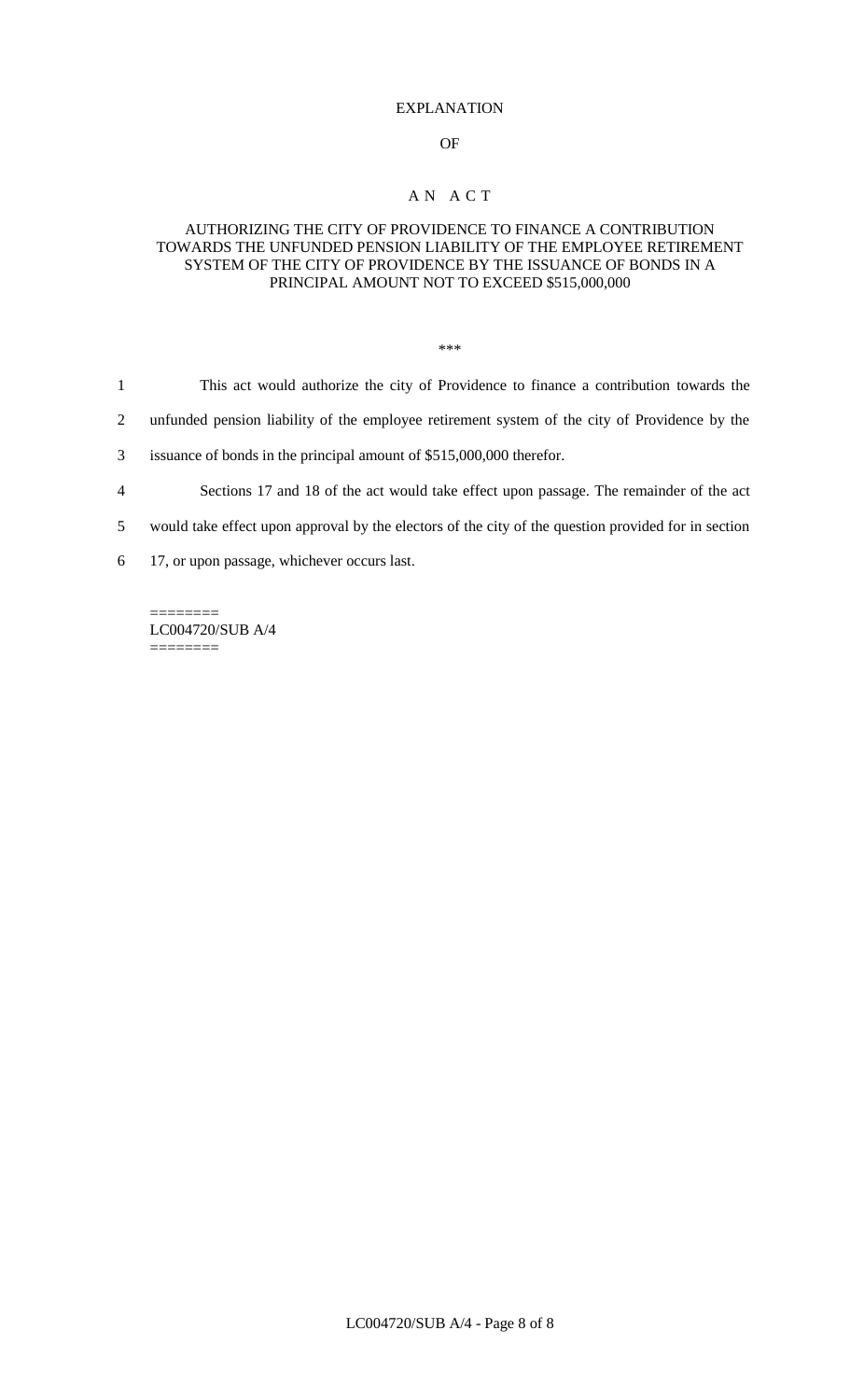EXPLANATION

OF

A N A C T

AUTHORIZING THE CITY OF PROVIDENCE TO FINANCE A CONTRIBUTION TOWARDS THE UNFUNDED PENSION LIABILITY OF THE EMPLOYEE RETIREMENT SYSTEM OF THE CITY OF PROVIDENCE BY THE ISSUANCE OF BONDS IN A PRINCIPAL AMOUNT NOT TO EXCEED $515,000,000

***

1 This act would authorize the city of Providence to finance a contribution towards the
2 unfunded pension liability of the employee retirement system of the city of Providence by the
3 issuance of bonds in the principal amount of $515,000,000 therefor.
4 Sections 17 and 18 of the act would take effect upon passage. The remainder of the act
5 would take effect upon approval by the electors of the city of the question provided for in section
6 17, or upon passage, whichever occurs last.

========
LC004720/SUB A/4
========